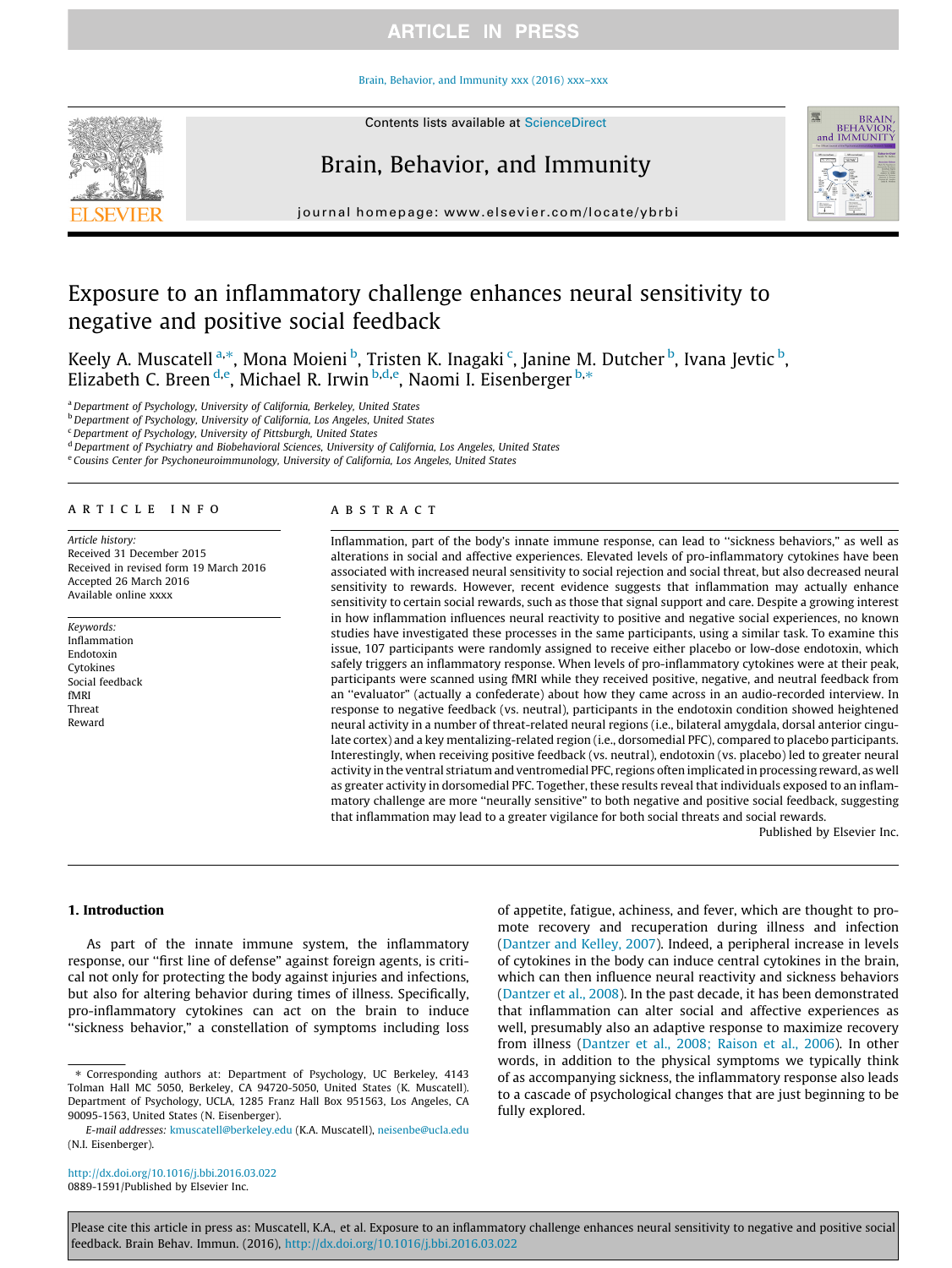# Exposure to an inflammatory challenge enhances neural sensitivity to negative and positive social feedback

Keely A. Muscatell [a,*], Mona Moieni [b], Tristen K. Inagaki [c], Janine M. Dutcher [b], Ivana Jevtic [b], Elizabeth C. Breen [d,e], Michael R. Irwin [b,d,e], Naomi I. Eisenberger [b,*]

[a] Department of Psychology, University of California, Berkeley, United States
[b] Department of Psychology, University of California, Los Angeles, United States
[c] Department of Psychology, University of Pittsburgh, United States
[d] Department of Psychiatry and Biobehavioral Sciences, University of California, Los Angeles, United States
[e] Cousins Center for Psychoneuroimmunology, University of California, Los Angeles, United States

## ARTICLE INFO

*Article history:*
Received 31 December 2015
Received in revised form 19 March 2016
Accepted 26 March 2016
Available online xxxx

*Keywords:*
Inflammation
Endotoxin
Cytokines
Social feedback
fMRI
Threat
Reward

## ABSTRACT

Inflammation, part of the body's innate immune response, can lead to "sickness behaviors," as well as alterations in social and affective experiences. Elevated levels of pro-inflammatory cytokines have been associated with increased neural sensitivity to social rejection and social threat, but also decreased neural sensitivity to rewards. However, recent evidence suggests that inflammation may actually enhance sensitivity to certain social rewards, such as those that signal support and care. Despite a growing interest in how inflammation influences neural reactivity to positive and negative social experiences, no known studies have investigated these processes in the same participants, using a similar task. To examine this issue, 107 participants were randomly assigned to receive either placebo or low-dose endotoxin, which safely triggers an inflammatory response. When levels of pro-inflammatory cytokines were at their peak, participants were scanned using fMRI while they received positive, negative, and neutral feedback from an "evaluator" (actually a confederate) about how they came across in an audio-recorded interview. In response to negative feedback (vs. neutral), participants in the endotoxin condition showed heightened neural activity in a number of threat-related neural regions (i.e., bilateral amygdala, dorsal anterior cingulate cortex) and a key mentalizing-related region (i.e., dorsomedial PFC), compared to placebo participants. Interestingly, when receiving positive feedback (vs. neutral), endotoxin (vs. placebo) led to greater neural activity in the ventral striatum and ventromedial PFC, regions often implicated in processing reward, as well as greater activity in dorsomedial PFC. Together, these results reveal that individuals exposed to an inflammatory challenge are more "neurally sensitive" to both negative and positive social feedback, suggesting that inflammation may lead to a greater vigilance for both social threats and social rewards.

Published by Elsevier Inc.

## 1. Introduction

As part of the innate immune system, the inflammatory response, our "first line of defense" against foreign agents, is critical not only for protecting the body against injuries and infections, but also for altering behavior during times of illness. Specifically, pro-inflammatory cytokines can act on the brain to induce "sickness behavior," a constellation of symptoms including loss of appetite, fatigue, achiness, and fever, which are thought to promote recovery and recuperation during illness and infection (Dantzer and Kelley, 2007). Indeed, a peripheral increase in levels of cytokines in the body can induce central cytokines in the brain, which can then influence neural reactivity and sickness behaviors (Dantzer et al., 2008). In the past decade, it has been demonstrated that inflammation can alter social and affective experiences as well, presumably also an adaptive response to maximize recovery from illness (Dantzer et al., 2008; Raison et al., 2006). In other words, in addition to the physical symptoms we typically think of as accompanying sickness, the inflammatory response also leads to a cascade of psychological changes that are just beginning to be fully explored.

* Corresponding authors at: Department of Psychology, UC Berkeley, 4143 Tolman Hall MC 5050, Berkeley, CA 94720-5050, United States (K. Muscatell). Department of Psychology, UCLA, 1285 Franz Hall Box 951563, Los Angeles, CA 90095-1563, United States (N. Eisenberger).

*E-mail addresses:* kmuscatell@berkeley.edu (K.A. Muscatell), neisenbe@ucla.edu (N.I. Eisenberger).

http://dx.doi.org/10.1016/j.bbi.2016.03.022
0889-1591/Published by Elsevier Inc.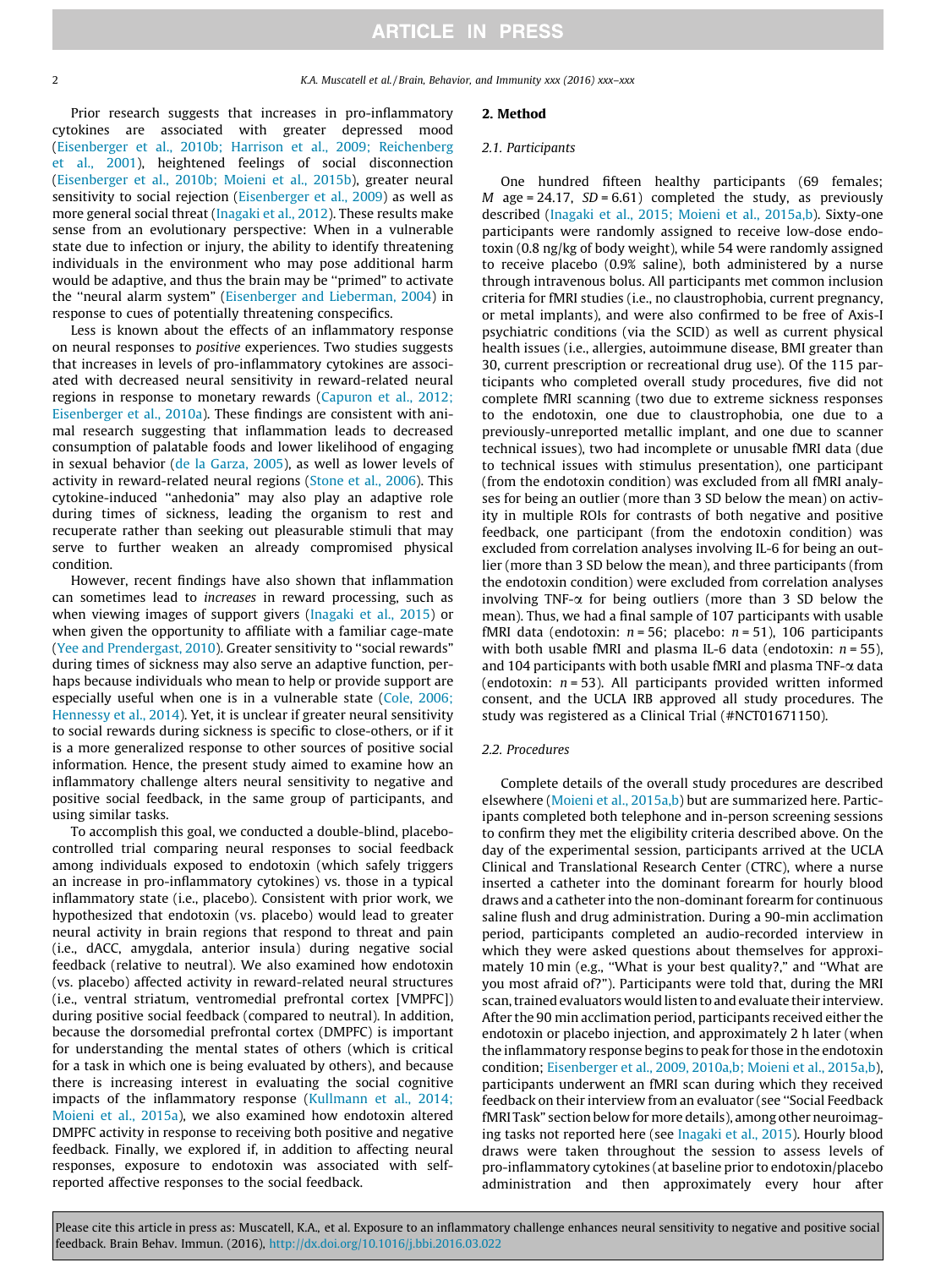Prior research suggests that increases in pro-inflammatory cytokines are associated with greater depressed mood (Eisenberger et al., 2010b; Harrison et al., 2009; Reichenberg et al., 2001), heightened feelings of social disconnection (Eisenberger et al., 2010b; Moieni et al., 2015b), greater neural sensitivity to social rejection (Eisenberger et al., 2009) as well as more general social threat (Inagaki et al., 2012). These results make sense from an evolutionary perspective: When in a vulnerable state due to infection or injury, the ability to identify threatening individuals in the environment who may pose additional harm would be adaptive, and thus the brain may be "primed" to activate the "neural alarm system" (Eisenberger and Lieberman, 2004) in response to cues of potentially threatening conspecifics.

Less is known about the effects of an inflammatory response on neural responses to *positive* experiences. Two studies suggests that increases in levels of pro-inflammatory cytokines are associated with decreased neural sensitivity in reward-related neural regions in response to monetary rewards (Capuron et al., 2012; Eisenberger et al., 2010a). These findings are consistent with animal research suggesting that inflammation leads to decreased consumption of palatable foods and lower likelihood of engaging in sexual behavior (de la Garza, 2005), as well as lower levels of activity in reward-related neural regions (Stone et al., 2006). This cytokine-induced "anhedonia" may also play an adaptive role during times of sickness, leading the organism to rest and recuperate rather than seeking out pleasurable stimuli that may serve to further weaken an already compromised physical condition.

However, recent findings have also shown that inflammation can sometimes lead to *increases* in reward processing, such as when viewing images of support givers (Inagaki et al., 2015) or when given the opportunity to affiliate with a familiar cage-mate (Yee and Prendergast, 2010). Greater sensitivity to "social rewards" during times of sickness may also serve an adaptive function, perhaps because individuals who mean to help or provide support are especially useful when one is in a vulnerable state (Cole, 2006; Hennessy et al., 2014). Yet, it is unclear if greater neural sensitivity to social rewards during sickness is specific to close-others, or if it is a more generalized response to other sources of positive social information. Hence, the present study aimed to examine how an inflammatory challenge alters neural sensitivity to negative and positive social feedback, in the same group of participants, and using similar tasks.

To accomplish this goal, we conducted a double-blind, placebo-controlled trial comparing neural responses to social feedback among individuals exposed to endotoxin (which safely triggers an increase in pro-inflammatory cytokines) vs. those in a typical inflammatory state (i.e., placebo). Consistent with prior work, we hypothesized that endotoxin (vs. placebo) would lead to greater neural activity in brain regions that respond to threat and pain (i.e., dACC, amygdala, anterior insula) during negative social feedback (relative to neutral). We also examined how endotoxin (vs. placebo) affected activity in reward-related neural structures (i.e., ventral striatum, ventromedial prefrontal cortex [VMPFC]) during positive social feedback (compared to neutral). In addition, because the dorsomedial prefrontal cortex (DMPFC) is important for understanding the mental states of others (which is critical for a task in which one is being evaluated by others), and because there is increasing interest in evaluating the social cognitive impacts of the inflammatory response (Kullmann et al., 2014; Moieni et al., 2015a), we also examined how endotoxin altered DMPFC activity in response to receiving both positive and negative feedback. Finally, we explored if, in addition to affecting neural responses, exposure to endotoxin was associated with self-reported affective responses to the social feedback.

## 2. Method

### 2.1. Participants

One hundred fifteen healthy participants (69 females; *M* age = 24.17, *SD* = 6.61) completed the study, as previously described (Inagaki et al., 2015; Moieni et al., 2015a,b). Sixty-one participants were randomly assigned to receive low-dose endotoxin (0.8 ng/kg of body weight), while 54 were randomly assigned to receive placebo (0.9% saline), both administered by a nurse through intravenous bolus. All participants met common inclusion criteria for fMRI studies (i.e., no claustrophobia, current pregnancy, or metal implants), and were also confirmed to be free of Axis-I psychiatric conditions (via the SCID) as well as current physical health issues (i.e., allergies, autoimmune disease, BMI greater than 30, current prescription or recreational drug use). Of the 115 participants who completed overall study procedures, five did not complete fMRI scanning (two due to extreme sickness responses to the endotoxin, one due to claustrophobia, one due to a previously-unreported metallic implant, and one due to scanner technical issues), two had incomplete or unusable fMRI data (due to technical issues with stimulus presentation), one participant (from the endotoxin condition) was excluded from all fMRI analyses for being an outlier (more than 3 SD below the mean) on activity in multiple ROIs for contrasts of both negative and positive feedback, one participant (from the endotoxin condition) was excluded from correlation analyses involving IL-6 for being an outlier (more than 3 SD below the mean), and three participants (from the endotoxin condition) were excluded from correlation analyses involving TNF-α for being outliers (more than 3 SD below the mean). Thus, we had a final sample of 107 participants with usable fMRI data (endotoxin: *n* = 56; placebo: *n* = 51), 106 participants with both usable fMRI and plasma IL-6 data (endotoxin: *n* = 55), and 104 participants with both usable fMRI and plasma TNF-α data (endotoxin: *n* = 53). All participants provided written informed consent, and the UCLA IRB approved all study procedures. The study was registered as a Clinical Trial (#NCT01671150).

### 2.2. Procedures

Complete details of the overall study procedures are described elsewhere (Moieni et al., 2015a,b) but are summarized here. Participants completed both telephone and in-person screening sessions to confirm they met the eligibility criteria described above. On the day of the experimental session, participants arrived at the UCLA Clinical and Translational Research Center (CTRC), where a nurse inserted a catheter into the dominant forearm for hourly blood draws and a catheter into the non-dominant forearm for continuous saline flush and drug administration. During a 90-min acclimation period, participants completed an audio-recorded interview in which they were asked questions about themselves for approximately 10 min (e.g., "What is your best quality?," and "What are you most afraid of?"). Participants were told that, during the MRI scan, trained evaluators would listen to and evaluate their interview. After the 90 min acclimation period, participants received either the endotoxin or placebo injection, and approximately 2 h later (when the inflammatory response begins to peak for those in the endotoxin condition; Eisenberger et al., 2009, 2010a,b; Moieni et al., 2015a,b), participants underwent an fMRI scan during which they received feedback on their interview from an evaluator (see "Social Feedback fMRI Task" section below for more details), among other neuroimaging tasks not reported here (see Inagaki et al., 2015). Hourly blood draws were taken throughout the session to assess levels of pro-inflammatory cytokines (at baseline prior to endotoxin/placebo administration and then approximately every hour after

Please cite this article in press as: Muscatell, K.A., et al. Exposure to an inflammatory challenge enhances neural sensitivity to negative and positive social feedback. Brain Behav. Immun. (2016), http://dx.doi.org/10.1016/j.bbi.2016.03.022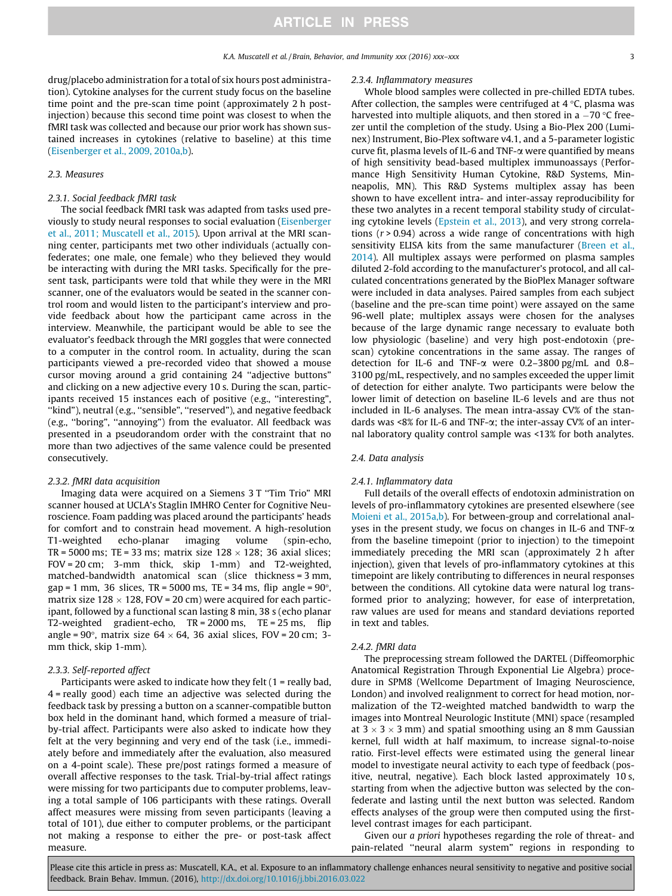drug/placebo administration for a total of six hours post administration). Cytokine analyses for the current study focus on the baseline time point and the pre-scan time point (approximately 2 h post-injection) because this second time point was closest to when the fMRI task was collected and because our prior work has shown sustained increases in cytokines (relative to baseline) at this time (Eisenberger et al., 2009, 2010a,b).

### 2.3. Measures

#### 2.3.1. Social feedback fMRI task

The social feedback fMRI task was adapted from tasks used previously to study neural responses to social evaluation (Eisenberger et al., 2011; Muscatell et al., 2015). Upon arrival at the MRI scanning center, participants met two other individuals (actually confederates; one male, one female) who they believed they would be interacting with during the MRI tasks. Specifically for the present task, participants were told that while they were in the MRI scanner, one of the evaluators would be seated in the scanner control room and would listen to the participant's interview and provide feedback about how the participant came across in the interview. Meanwhile, the participant would be able to see the evaluator's feedback through the MRI goggles that were connected to a computer in the control room. In actuality, during the scan participants viewed a pre-recorded video that showed a mouse cursor moving around a grid containing 24 "adjective buttons" and clicking on a new adjective every 10 s. During the scan, participants received 15 instances each of positive (e.g., "interesting", "kind"), neutral (e.g., "sensible", "reserved"), and negative feedback (e.g., "boring", "annoying") from the evaluator. All feedback was presented in a pseudorandom order with the constraint that no more than two adjectives of the same valence could be presented consecutively.

#### 2.3.2. fMRI data acquisition

Imaging data were acquired on a Siemens 3 T "Tim Trio" MRI scanner housed at UCLA's Staglin IMHRO Center for Cognitive Neuroscience. Foam padding was placed around the participants' heads for comfort and to constrain head movement. A high-resolution T1-weighted echo-planar imaging volume (spin-echo, TR = 5000 ms; TE = 33 ms; matrix size 128 × 128; 36 axial slices; FOV = 20 cm; 3-mm thick, skip 1-mm) and T2-weighted, matched-bandwidth anatomical scan (slice thickness = 3 mm, gap = 1 mm, 36 slices, TR = 5000 ms, TE = 34 ms, flip angle = 90°, matrix size 128 × 128, FOV = 20 cm) were acquired for each participant, followed by a functional scan lasting 8 min, 38 s (echo planar T2-weighted gradient-echo, TR = 2000 ms, TE = 25 ms, flip angle = 90°, matrix size 64 × 64, 36 axial slices, FOV = 20 cm; 3-mm thick, skip 1-mm).

#### 2.3.3. Self-reported affect

Participants were asked to indicate how they felt (1 = really bad, 4 = really good) each time an adjective was selected during the feedback task by pressing a button on a scanner-compatible button box held in the dominant hand, which formed a measure of trial-by-trial affect. Participants were also asked to indicate how they felt at the very beginning and very end of the task (i.e., immediately before and immediately after the evaluation, also measured on a 4-point scale). These pre/post ratings formed a measure of overall affective responses to the task. Trial-by-trial affect ratings were missing for two participants due to computer problems, leaving a total sample of 106 participants with these ratings. Overall affect measures were missing from seven participants (leaving a total of 101), due either to computer problems, or the participant not making a response to either the pre- or post-task affect measure.

#### 2.3.4. Inflammatory measures

Whole blood samples were collected in pre-chilled EDTA tubes. After collection, the samples were centrifuged at 4 °C, plasma was harvested into multiple aliquots, and then stored in a −70 °C freezer until the completion of the study. Using a Bio-Plex 200 (Luminex) Instrument, Bio-Plex software v4.1, and a 5-parameter logistic curve fit, plasma levels of IL-6 and TNF-α were quantified by means of high sensitivity bead-based multiplex immunoassays (Performance High Sensitivity Human Cytokine, R&D Systems, Minneapolis, MN). This R&D Systems multiplex assay has been shown to have excellent intra- and inter-assay reproducibility for these two analytes in a recent temporal stability study of circulating cytokine levels (Epstein et al., 2013), and very strong correlations ($r > 0.94$) across a wide range of concentrations with high sensitivity ELISA kits from the same manufacturer (Breen et al., 2014). All multiplex assays were performed on plasma samples diluted 2-fold according to the manufacturer's protocol, and all calculated concentrations generated by the BioPlex Manager software were included in data analyses. Paired samples from each subject (baseline and the pre-scan time point) were assayed on the same 96-well plate; multiplex assays were chosen for the analyses because of the large dynamic range necessary to evaluate both low physiologic (baseline) and very high post-endotoxin (pre-scan) cytokine concentrations in the same assay. The ranges of detection for IL-6 and TNF-α were 0.2–3800 pg/mL and 0.8–3100 pg/mL, respectively, and no samples exceeded the upper limit of detection for either analyte. Two participants were below the lower limit of detection on baseline IL-6 levels and are thus not included in IL-6 analyses. The mean intra-assay CV% of the standards was <8% for IL-6 and TNF-α; the inter-assay CV% of an internal laboratory quality control sample was <13% for both analytes.

### 2.4. Data analysis

#### 2.4.1. Inflammatory data

Full details of the overall effects of endotoxin administration on levels of pro-inflammatory cytokines are presented elsewhere (see Moieni et al., 2015a,b). For between-group and correlational analyses in the present study, we focus on changes in IL-6 and TNF-α from the baseline timepoint (prior to injection) to the timepoint immediately preceding the MRI scan (approximately 2 h after injection), given that levels of pro-inflammatory cytokines at this timepoint are likely contributing to differences in neural responses between the conditions. All cytokine data were natural log transformed prior to analyzing; however, for ease of interpretation, raw values are used for means and standard deviations reported in text and tables.

#### 2.4.2. fMRI data

The preprocessing stream followed the DARTEL (Diffeomorphic Anatomical Registration Through Exponential Lie Algebra) procedure in SPM8 (Wellcome Department of Imaging Neuroscience, London) and involved realignment to correct for head motion, normalization of the T2-weighted matched bandwidth to warp the images into Montreal Neurologic Institute (MNI) space (resampled at 3 × 3 × 3 mm) and spatial smoothing using an 8 mm Gaussian kernel, full width at half maximum, to increase signal-to-noise ratio. First-level effects were estimated using the general linear model to investigate neural activity to each type of feedback (positive, neutral, negative). Each block lasted approximately 10 s, starting from when the adjective button was selected by the confederate and lasting until the next button was selected. Random effects analyses of the group were then computed using the first-level contrast images for each participant.

Given our *a priori* hypotheses regarding the role of threat- and pain-related "neural alarm system" regions in responding to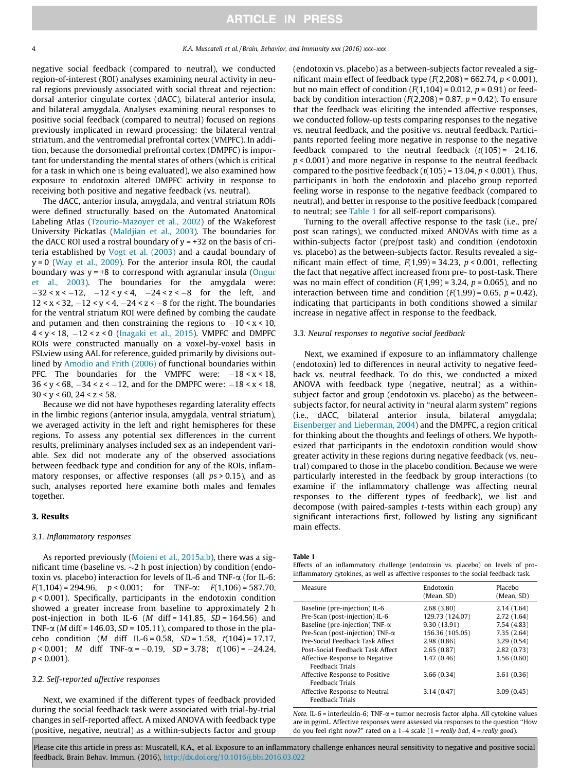negative social feedback (compared to neutral), we conducted region-of-interest (ROI) analyses examining neural activity in neural regions previously associated with social threat and rejection: dorsal anterior cingulate cortex (dACC), bilateral anterior insula, and bilateral amygdala. Analyses examining neural responses to positive social feedback (compared to neutral) focused on regions previously implicated in reward processing: the bilateral ventral striatum, and the ventromedial prefrontal cortex (VMPFC). In addition, because the dorsomedial prefrontal cortex (DMPFC) is important for understanding the mental states of others (which is critical for a task in which one is being evaluated), we also examined how exposure to endotoxin altered DMPFC activity in response to receiving both positive and negative feedback (vs. neutral).

The dACC, anterior insula, amygdala, and ventral striatum ROIs were defined structurally based on the Automated Anatomical Labeling Atlas (Tzourio-Mazoyer et al., 2002) of the Wakeforest University Pickatlas (Maldjian et al., 2003). The boundaries for the dACC ROI used a rostral boundary of $y = +32$ on the basis of criteria established by Vogt et al. (2003) and a caudal boundary of $y = 0$ (Way et al., 2009). For the anterior insula ROI, the caudal boundary was $y = +8$ to correspond with agranular insula (Ongur et al., 2003). The boundaries for the amygdala were: $-32 < x < -12$, $-12 < y < 4$, $-24 < z < -8$ for the left, and $12 < x < 32$, $-12 < y < 4$, $-24 < z < -8$ for the right. The boundaries for the ventral striatum ROI were defined by combing the caudate and putamen and then constraining the regions to $-10 < x < 10$, $4 < y < 18$, $-12 < z < 0$ (Inagaki et al., 2015). VMPFC and DMPFC ROIs were constructed manually on a voxel-by-voxel basis in FSLview using AAL for reference, guided primarily by divisions outlined by Amodio and Frith (2006) of functional boundaries within PFC. The boundaries for the VMPFC were: $-18 < x < 18$, $36 < y < 68$, $-34 < z < -12$, and for the DMPFC were: $-18 < x < 18$, $30 < y < 60$, $24 < z < 58$.

Because we did not have hypotheses regarding laterality effects in the limbic regions (anterior insula, amygdala, ventral striatum), we averaged activity in the left and right hemispheres for these regions. To assess any potential sex differences in the current results, preliminary analyses included sex as an independent variable. Sex did not moderate any of the observed associations between feedback type and condition for any of the ROIs, inflammatory responses, or affective responses (all $ps > 0.15$), and as such, analyses reported here examine both males and females together.

## 3. Results

### 3.1. Inflammatory responses

As reported previously (Moieni et al., 2015a,b), there was a significant time (baseline vs. ~2 h post injection) by condition (endotoxin vs. placebo) interaction for levels of IL-6 and TNF-α (for IL-6: $F(1,104) = 294.96$, $p < 0.001$; for TNF-α: $F(1,106) = 587.70$, $p < 0.001$). Specifically, participants in the endotoxin condition showed a greater increase from baseline to approximately 2 h post-injection in both IL-6 ($M$ diff = 141.85, $SD = 164.56$) and TNF-α ($M$ diff = 146.03, $SD = 105.11$), compared to those in the placebo condition ($M$ diff IL-6 = 0.58, $SD = 1.58$, $t(104) = 17.17$, $p < 0.001$; $M$ diff TNF-α = −0.19, $SD = 3.78$; $t(106) = -24.24$, $p < 0.001$).

### 3.2. Self-reported affective responses

Next, we examined if the different types of feedback provided during the social feedback task were associated with trial-by-trial changes in self-reported affect. A mixed ANOVA with feedback type (positive, negative, neutral) as a within-subjects factor and group (endotoxin vs. placebo) as a between-subjects factor revealed a significant main effect of feedback type ($F(2,208) = 662.74$, $p < 0.001$), but no main effect of condition ($F(1,104) = 0.012$, $p = 0.91$) or feedback by condition interaction ($F(2,208) = 0.87$, $p = 0.42$). To ensure that the feedback was eliciting the intended affective responses, we conducted follow-up tests comparing responses to the negative vs. neutral feedback, and the positive vs. neutral feedback. Participants reported feeling more negative in response to the negative feedback compared to the neutral feedback ($t(105) = -24.16$, $p < 0.001$) and more negative in response to the neutral feedback compared to the positive feedback ($t(105) = 13.04$, $p < 0.001$). Thus, participants in both the endotoxin and placebo group reported feeling worse in response to the negative feedback (compared to neutral), and better in response to the positive feedback (compared to neutral; see Table 1 for all self-report comparisons).

Turning to the overall affective response to the task (i.e., pre/post scan ratings), we conducted mixed ANOVAs with time as a within-subjects factor (pre/post task) and condition (endotoxin vs. placebo) as the between-subjects factor. Results revealed a significant main effect of time, $F(1,99) = 34.23$, $p < 0.001$, reflecting the fact that negative affect increased from pre- to post-task. There was no main effect of condition ($F(1,99) = 3.24$, $p = 0.065$), and no interaction between time and condition ($F(1,99) = 0.65$, $p = 0.42$), indicating that participants in both conditions showed a similar increase in negative affect in response to the feedback.

### 3.3. Neural responses to negative social feedback

Next, we examined if exposure to an inflammatory challenge (endotoxin) led to differences in neural activity to negative feedback vs. neutral feedback. To do this, we conducted a mixed ANOVA with feedback type (negative, neutral) as a within-subject factor and group (endotoxin vs. placebo) as the between-subjects factor, for neural activity in "neural alarm system" regions (i.e., dACC, bilateral anterior insula, bilateral amygdala; Eisenberger and Lieberman, 2004) and the DMPFC, a region critical for thinking about the thoughts and feelings of others. We hypothesized that participants in the endotoxin condition would show greater activity in these regions during negative feedback (vs. neutral) compared to those in the placebo condition. Because we were particularly interested in the feedback by group interactions (to examine if the inflammatory challenge was affecting neural responses to the different types of feedback), we list and decompose (with paired-samples $t$-tests within each group) any significant interactions first, followed by listing any significant main effects.

**Table 1**
Effects of an inflammatory challenge (endotoxin vs. placebo) on levels of pro-inflammatory cytokines, as well as affective responses to the social feedback task.

| Measure | Endotoxin (Mean, SD) | Placebo (Mean, SD) |
|---|---|---|
| Baseline (pre-injection) IL-6 | 2.68 (3.80) | 2.14 (1.64) |
| Pre-Scan (post-injection) IL-6 | 129.73 (124.07) | 2.72 (1.64) |
| Baseline (pre-injection) TNF-α | 9.30 (13.91) | 7.54 (4.83) |
| Pre-Scan (post-injection) TNF-α | 156.36 (105.05) | 7.35 (2.64) |
| Pre-Social Feedback Task Affect | 2.98 (0.86) | 3.29 (0.54) |
| Post-Social Feedback Task Affect | 2.65 (0.87) | 2.82 (0.73) |
| Affective Response to Negative Feedback Trials | 1.47 (0.46) | 1.56 (0.60) |
| Affective Response to Positive Feedback Trials | 3.66 (0.34) | 3.61 (0.36) |
| Affective Response to Neutral Feedback Trials | 3.14 (0.47) | 3.09 (0.45) |

*Note.* IL-6 = interleukin-6; TNF-α = tumor necrosis factor alpha. All cytokine values are in pg/mL. Affective responses were assessed via responses to the question "How do you feel right now?" rated on a 1–4 scale (1 = *really bad*, 4 = *really good*).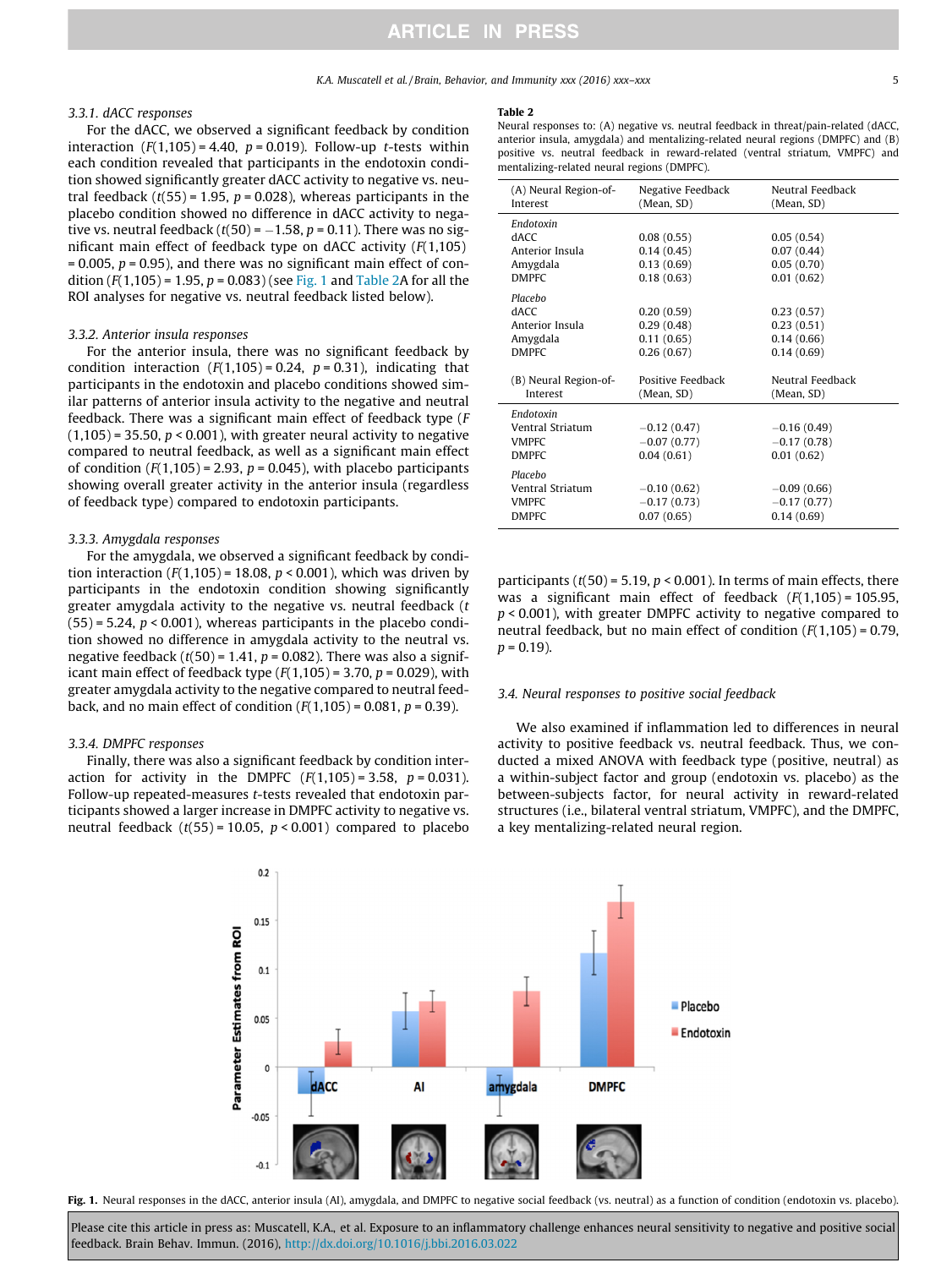#### 3.3.1. dACC responses

For the dACC, we observed a significant feedback by condition interaction ($F(1,105) = 4.40$, $p = 0.019$). Follow-up $t$-tests within each condition revealed that participants in the endotoxin condition showed significantly greater dACC activity to negative vs. neutral feedback ($t(55) = 1.95$, $p = 0.028$), whereas participants in the placebo condition showed no difference in dACC activity to negative vs. neutral feedback ($t(50) = -1.58$, $p = 0.11$). There was no significant main effect of feedback type on dACC activity ($F(1,105) = 0.005$, $p = 0.95$), and there was no significant main effect of condition ($F(1,105) = 1.95$, $p = 0.083$) (see Fig. 1 and Table 2A for all the ROI analyses for negative vs. neutral feedback listed below).

#### 3.3.2. Anterior insula responses

For the anterior insula, there was no significant feedback by condition interaction ($F(1,105) = 0.24$, $p = 0.31$), indicating that participants in the endotoxin and placebo conditions showed similar patterns of anterior insula activity to the negative and neutral feedback. There was a significant main effect of feedback type ($F(1,105) = 35.50$, $p < 0.001$), with greater neural activity to negative compared to neutral feedback, as well as a significant main effect of condition ($F(1,105) = 2.93$, $p = 0.045$), with placebo participants showing overall greater activity in the anterior insula (regardless of feedback type) compared to endotoxin participants.

#### 3.3.3. Amygdala responses

For the amygdala, we observed a significant feedback by condition interaction ($F(1,105) = 18.08$, $p < 0.001$), which was driven by participants in the endotoxin condition showing significantly greater amygdala activity to the negative vs. neutral feedback ($t(55) = 5.24$, $p < 0.001$), whereas participants in the placebo condition showed no difference in amygdala activity to the neutral vs. negative feedback ($t(50) = 1.41$, $p = 0.082$). There was also a significant main effect of feedback type ($F(1,105) = 3.70$, $p = 0.029$), with greater amygdala activity to the negative compared to neutral feedback, and no main effect of condition ($F(1,105) = 0.081$, $p = 0.39$).

#### 3.3.4. DMPFC responses

Finally, there was also a significant feedback by condition interaction for activity in the DMPFC ($F(1,105) = 3.58$, $p = 0.031$). Follow-up repeated-measures $t$-tests revealed that endotoxin participants showed a larger increase in DMPFC activity to negative vs. neutral feedback ($t(55) = 10.05$, $p < 0.001$) compared to placebo participants ($t(50) = 5.19$, $p < 0.001$). In terms of main effects, there was a significant main effect of feedback ($F(1,105) = 105.95$, $p < 0.001$), with greater DMPFC activity to negative compared to neutral feedback, but no main effect of condition ($F(1,105) = 0.79$, $p = 0.19$).

**Table 2**
Neural responses to: (A) negative vs. neutral feedback in threat/pain-related (dACC, anterior insula, amygdala) and mentalizing-related neural regions (DMPFC) and (B) positive vs. neutral feedback in reward-related (ventral striatum, VMPFC) and mentalizing-related neural regions (DMPFC).

| (A) Neural Region-of-Interest | Negative Feedback (Mean, SD) | Neutral Feedback (Mean, SD) |
|---|---|---|
| *Endotoxin* | | |
| dACC | 0.08 (0.55) | 0.05 (0.54) |
| Anterior Insula | 0.14 (0.45) | 0.07 (0.44) |
| Amygdala | 0.13 (0.69) | 0.05 (0.70) |
| DMPFC | 0.18 (0.63) | 0.01 (0.62) |
| *Placebo* | | |
| dACC | 0.20 (0.59) | 0.23 (0.57) |
| Anterior Insula | 0.29 (0.48) | 0.23 (0.51) |
| Amygdala | 0.11 (0.65) | 0.14 (0.66) |
| DMPFC | 0.26 (0.67) | 0.14 (0.69) |
| **(B) Neural Region-of-Interest** | **Positive Feedback (Mean, SD)** | **Neutral Feedback (Mean, SD)** |
| *Endotoxin* | | |
| Ventral Striatum | −0.12 (0.47) | −0.16 (0.49) |
| VMPFC | −0.07 (0.77) | −0.17 (0.78) |
| DMPFC | 0.04 (0.61) | 0.01 (0.62) |
| *Placebo* | | |
| Ventral Striatum | −0.10 (0.62) | −0.09 (0.66) |
| VMPFC | −0.17 (0.73) | −0.17 (0.77) |
| DMPFC | 0.07 (0.65) | 0.14 (0.69) |

### 3.4. Neural responses to positive social feedback

We also examined if inflammation led to differences in neural activity to positive feedback vs. neutral feedback. Thus, we conducted a mixed ANOVA with feedback type (positive, neutral) as a within-subject factor and group (endotoxin vs. placebo) as the between-subjects factor, for neural activity in reward-related structures (i.e., bilateral ventral striatum, VMPFC), and the DMPFC, a key mentalizing-related neural region.

**Fig. 1.** Neural responses in the dACC, anterior insula (AI), amygdala, and DMPFC to negative social feedback (vs. neutral) as a function of condition (endotoxin vs. placebo).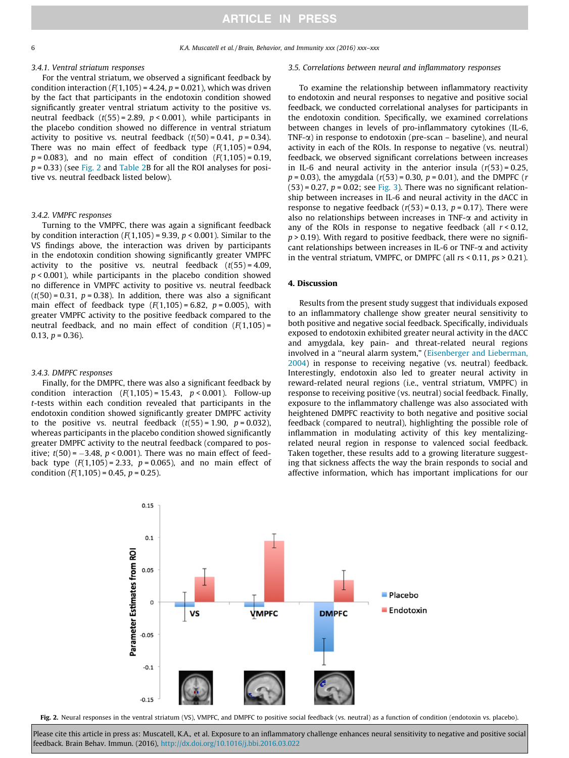#### 3.4.1. Ventral striatum responses

For the ventral striatum, we observed a significant feedback by condition interaction ($F(1,105) = 4.24$, $p = 0.021$), which was driven by the fact that participants in the endotoxin condition showed significantly greater ventral striatum activity to the positive vs. neutral feedback ($t(55) = 2.89$, $p < 0.001$), while participants in the placebo condition showed no difference in ventral striatum activity to positive vs. neutral feedback ($t(50) = 0.41$, $p = 0.34$). There was no main effect of feedback type ($F(1,105) = 0.94$, $p = 0.083$), and no main effect of condition ($F(1,105) = 0.19$, $p = 0.33$) (see Fig. 2 and Table 2B for all the ROI analyses for positive vs. neutral feedback listed below).

#### 3.4.2. VMPFC responses

Turning to the VMPFC, there was again a significant feedback by condition interaction ($F(1,105) = 9.39$, $p < 0.001$). Similar to the VS findings above, the interaction was driven by participants in the endotoxin condition showing significantly greater VMPFC activity to the positive vs. neutral feedback ($t(55) = 4.09$, $p < 0.001$), while participants in the placebo condition showed no difference in VMPFC activity to positive vs. neutral feedback ($t(50) = 0.31$, $p = 0.38$). In addition, there was also a significant main effect of feedback type ($F(1,105) = 6.82$, $p = 0.005$), with greater VMPFC activity to the positive feedback compared to the neutral feedback, and no main effect of condition ($F(1,105) = 0.13$, $p = 0.36$).

#### 3.4.3. DMPFC responses

Finally, for the DMPFC, there was also a significant feedback by condition interaction ($F(1,105) = 15.43$, $p < 0.001$). Follow-up *t*-tests within each condition revealed that participants in the endotoxin condition showed significantly greater DMPFC activity to the positive vs. neutral feedback ($t(55) = 1.90$, $p = 0.032$), whereas participants in the placebo condition showed significantly greater DMPFC activity to the neutral feedback (compared to positive; $t(50) = -3.48$, $p < 0.001$). There was no main effect of feedback type ($F(1,105) = 2.33$, $p = 0.065$), and no main effect of condition ($F(1,105) = 0.45$, $p = 0.25$).

### 3.5. Correlations between neural and inflammatory responses

To examine the relationship between inflammatory reactivity to endotoxin and neural responses to negative and positive social feedback, we conducted correlational analyses for participants in the endotoxin condition. Specifically, we examined correlations between changes in levels of pro-inflammatory cytokines (IL-6, TNF-$\alpha$) in response to endotoxin (pre-scan – baseline), and neural activity in each of the ROIs. In response to negative (vs. neutral) feedback, we observed significant correlations between increases in IL-6 and neural activity in the anterior insula ($r(53) = 0.25$, $p = 0.03$), the amygdala ($r(53) = 0.30$, $p = 0.01$), and the DMPFC ($r(53) = 0.27$, $p = 0.02$; see Fig. 3). There was no significant relationship between increases in IL-6 and neural activity in the dACC in response to negative feedback ($r(53) = 0.13$, $p = 0.17$). There were also no relationships between increases in TNF-$\alpha$ and activity in any of the ROIs in response to negative feedback (all $r < 0.12$, $p > 0.19$). With regard to positive feedback, there were no significant relationships between increases in IL-6 or TNF-$\alpha$ and activity in the ventral striatum, VMPFC, or DMPFC (all $rs < 0.11$, $ps > 0.21$).

## 4. Discussion

Results from the present study suggest that individuals exposed to an inflammatory challenge show greater neural sensitivity to both positive and negative social feedback. Specifically, individuals exposed to endotoxin exhibited greater neural activity in the dACC and amygdala, key pain- and threat-related neural regions involved in a "neural alarm system," (Eisenberger and Lieberman, 2004) in response to receiving negative (vs. neutral) feedback. Interestingly, endotoxin also led to greater neural activity in reward-related neural regions (i.e., ventral striatum, VMPFC) in response to receiving positive (vs. neutral) social feedback. Finally, exposure to the inflammatory challenge was also associated with heightened DMPFC reactivity to both negative and positive social feedback (compared to neutral), highlighting the possible role of inflammation in modulating activity of this key mentalizing-related neural region in response to valenced social feedback. Taken together, these results add to a growing literature suggesting that sickness affects the way the brain responds to social and affective information, which has important implications for our

Fig. 2. Neural responses in the ventral striatum (VS), VMPFC, and DMPFC to positive social feedback (vs. neutral) as a function of condition (endotoxin vs. placebo).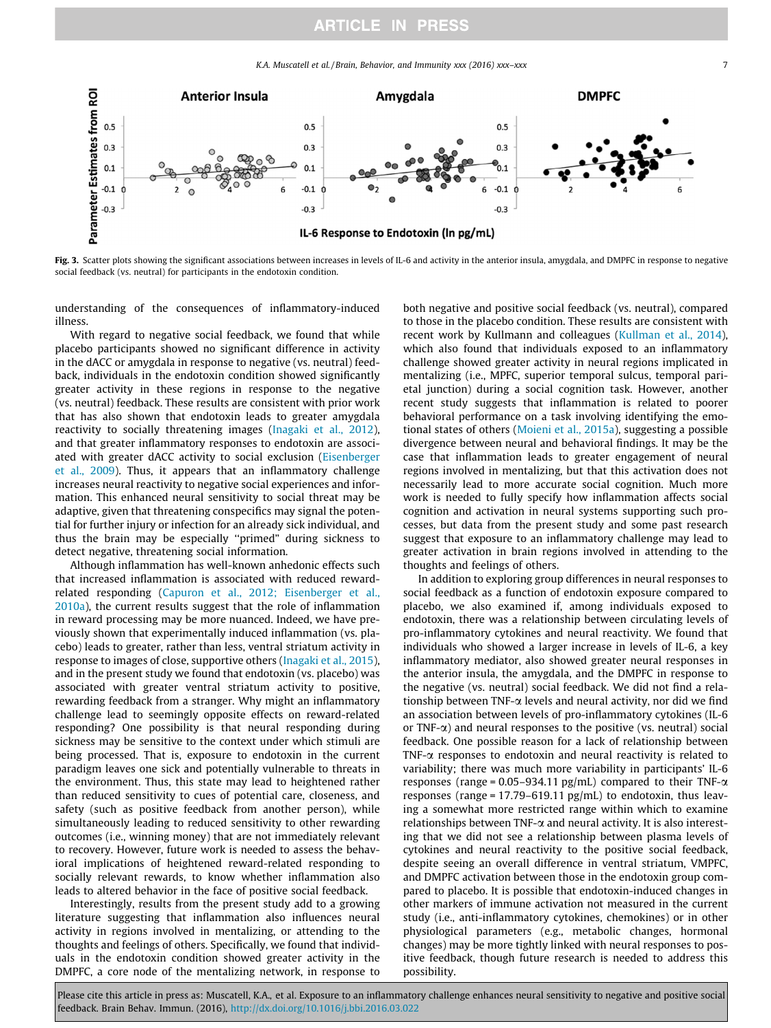Anterior Insula

Amygdala

DMPFC

Parameter Estimates from ROI

0.5
0.3
0.1
-0.1
-0.3

0 2 4 6

IL-6 Response to Endotoxin (ln pg/mL)

**Fig. 3.** Scatter plots showing the significant associations between increases in levels of IL-6 and activity in the anterior insula, amygdala, and DMPFC in response to negative social feedback (vs. neutral) for participants in the endotoxin condition.

understanding of the consequences of inflammatory-induced illness.

With regard to negative social feedback, we found that while placebo participants showed no significant difference in activity in the dACC or amygdala in response to negative (vs. neutral) feedback, individuals in the endotoxin condition showed significantly greater activity in these regions in response to the negative (vs. neutral) feedback. These results are consistent with prior work that has also shown that endotoxin leads to greater amygdala reactivity to socially threatening images (Inagaki et al., 2012), and that greater inflammatory responses to endotoxin are associated with greater dACC activity to social exclusion (Eisenberger et al., 2009). Thus, it appears that an inflammatory challenge increases neural reactivity to negative social experiences and information. This enhanced neural sensitivity to social threat may be adaptive, given that threatening conspecifics may signal the potential for further injury or infection for an already sick individual, and thus the brain may be especially "primed" during sickness to detect negative, threatening social information.

Although inflammation has well-known anhedonic effects such that increased inflammation is associated with reduced reward-related responding (Capuron et al., 2012; Eisenberger et al., 2010a), the current results suggest that the role of inflammation in reward processing may be more nuanced. Indeed, we have previously shown that experimentally induced inflammation (vs. placebo) leads to greater, rather than less, ventral striatum activity in response to images of close, supportive others (Inagaki et al., 2015), and in the present study we found that endotoxin (vs. placebo) was associated with greater ventral striatum activity to positive, rewarding feedback from a stranger. Why might an inflammatory challenge lead to seemingly opposite effects on reward-related responding? One possibility is that neural responding during sickness may be sensitive to the context under which stimuli are being processed. That is, exposure to endotoxin in the current paradigm leaves one sick and potentially vulnerable to threats in the environment. Thus, this state may lead to heightened rather than reduced sensitivity to cues of potential care, closeness, and safety (such as positive feedback from another person), while simultaneously leading to reduced sensitivity to other rewarding outcomes (i.e., winning money) that are not immediately relevant to recovery. However, future work is needed to assess the behavioral implications of heightened reward-related responding to socially relevant rewards, to know whether inflammation also leads to altered behavior in the face of positive social feedback.

Interestingly, results from the present study add to a growing literature suggesting that inflammation also influences neural activity in regions involved in mentalizing, or attending to the thoughts and feelings of others. Specifically, we found that individuals in the endotoxin condition showed greater activity in the DMPFC, a core node of the mentalizing network, in response to both negative and positive social feedback (vs. neutral), compared to those in the placebo condition. These results are consistent with recent work by Kullmann and colleagues (Kullman et al., 2014), which also found that individuals exposed to an inflammatory challenge showed greater activity in neural regions implicated in mentalizing (i.e., MPFC, superior temporal sulcus, temporal parietal junction) during a social cognition task. However, another recent study suggests that inflammation is related to poorer behavioral performance on a task involving identifying the emotional states of others (Moieni et al., 2015a), suggesting a possible divergence between neural and behavioral findings. It may be the case that inflammation leads to greater engagement of neural regions involved in mentalizing, but that this activation does not necessarily lead to more accurate social cognition. Much more work is needed to fully specify how inflammation affects social cognition and activation in neural systems supporting such processes, but data from the present study and some past research suggest that exposure to an inflammatory challenge may lead to greater activation in brain regions involved in attending to the thoughts and feelings of others.

In addition to exploring group differences in neural responses to social feedback as a function of endotoxin exposure compared to placebo, we also examined if, among individuals exposed to endotoxin, there was a relationship between circulating levels of pro-inflammatory cytokines and neural reactivity. We found that individuals who showed a larger increase in levels of IL-6, a key inflammatory mediator, also showed greater neural responses in the anterior insula, the amygdala, and the DMPFC in response to the negative (vs. neutral) social feedback. We did not find a relationship between TNF-$\alpha$ levels and neural activity, nor did we find an association between levels of pro-inflammatory cytokines (IL-6 or TNF-$\alpha$) and neural responses to the positive (vs. neutral) social feedback. One possible reason for a lack of relationship between TNF-$\alpha$ responses to endotoxin and neural reactivity is related to variability; there was much more variability in participants' IL-6 responses (range = 0.05–934.11 pg/mL) compared to their TNF-$\alpha$ responses (range = 17.79–619.11 pg/mL) to endotoxin, thus leaving a somewhat more restricted range within which to examine relationships between TNF-$\alpha$ and neural activity. It is also interesting that we did not see a relationship between plasma levels of cytokines and neural reactivity to the positive social feedback, despite seeing an overall difference in ventral striatum, VMPFC, and DMPFC activation between those in the endotoxin group compared to placebo. It is possible that endotoxin-induced changes in other markers of immune activation not measured in the current study (i.e., anti-inflammatory cytokines, chemokines) or in other physiological parameters (e.g., metabolic changes, hormonal changes) may be more tightly linked with neural responses to positive feedback, though future research is needed to address this possibility.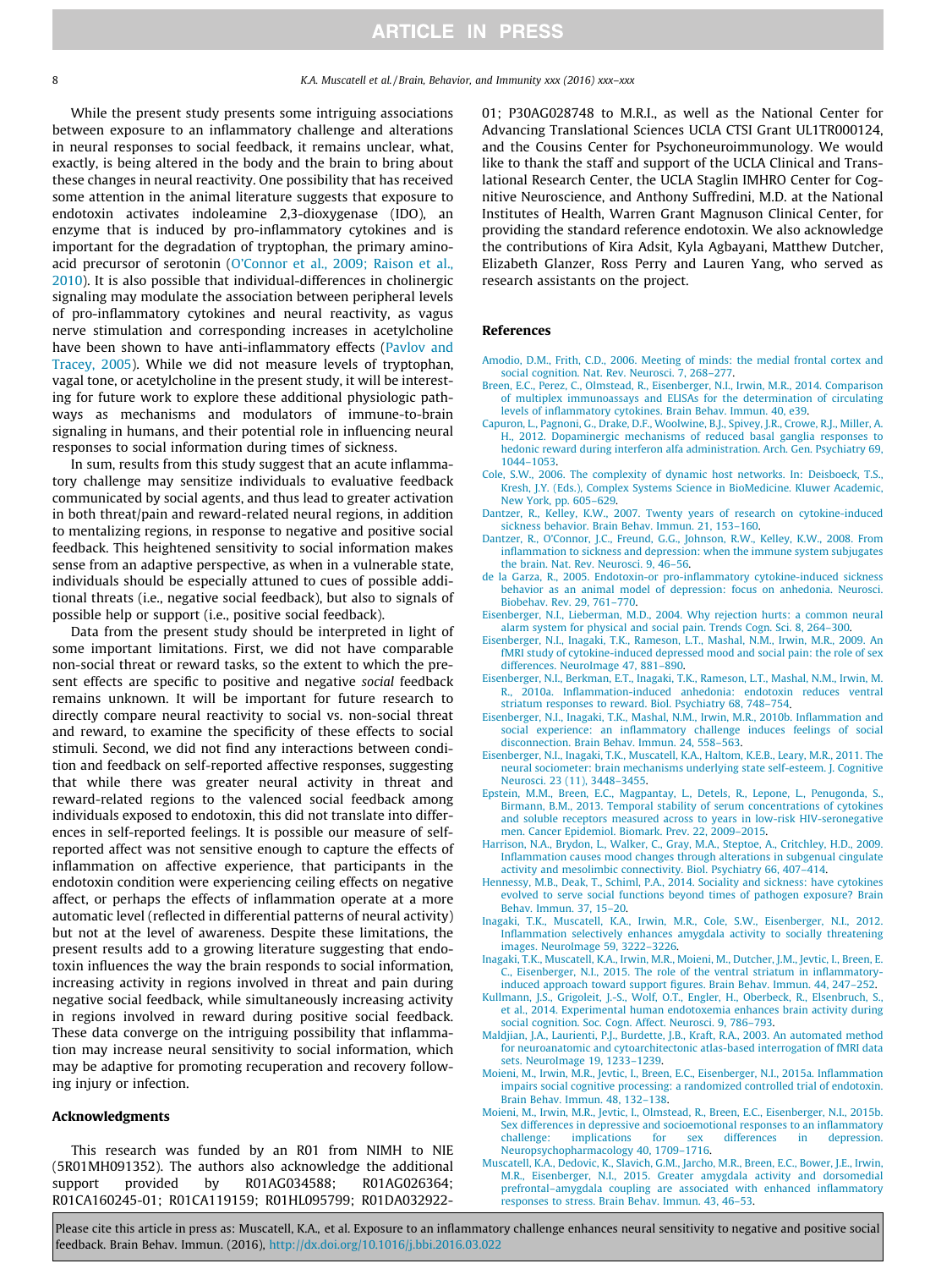While the present study presents some intriguing associations between exposure to an inflammatory challenge and alterations in neural responses to social feedback, it remains unclear, what, exactly, is being altered in the body and the brain to bring about these changes in neural reactivity. One possibility that has received some attention in the animal literature suggests that exposure to endotoxin activates indoleamine 2,3-dioxygenase (IDO), an enzyme that is induced by pro-inflammatory cytokines and is important for the degradation of tryptophan, the primary amino-acid precursor of serotonin (O'Connor et al., 2009; Raison et al., 2010). It is also possible that individual-differences in cholinergic signaling may modulate the association between peripheral levels of pro-inflammatory cytokines and neural reactivity, as vagus nerve stimulation and corresponding increases in acetylcholine have been shown to have anti-inflammatory effects (Pavlov and Tracey, 2005). While we did not measure levels of tryptophan, vagal tone, or acetylcholine in the present study, it will be interesting for future work to explore these additional physiologic pathways as mechanisms and modulators of immune-to-brain signaling in humans, and their potential role in influencing neural responses to social information during times of sickness.

In sum, results from this study suggest that an acute inflammatory challenge may sensitize individuals to evaluative feedback communicated by social agents, and thus lead to greater activation in both threat/pain and reward-related neural regions, in addition to mentalizing regions, in response to negative and positive social feedback. This heightened sensitivity to social information makes sense from an adaptive perspective, as when in a vulnerable state, individuals should be especially attuned to cues of possible additional threats (i.e., negative social feedback), but also to signals of possible help or support (i.e., positive social feedback).

Data from the present study should be interpreted in light of some important limitations. First, we did not have comparable non-social threat or reward tasks, so the extent to which the present effects are specific to positive and negative *social* feedback remains unknown. It will be important for future research to directly compare neural reactivity to social vs. non-social threat and reward, to examine the specificity of these effects to social stimuli. Second, we did not find any interactions between condition and feedback on self-reported affective responses, suggesting that while there was greater neural activity in threat and reward-related regions to the valenced social feedback among individuals exposed to endotoxin, this did not translate into differences in self-reported feelings. It is possible our measure of self-reported affect was not sensitive enough to capture the effects of inflammation on affective experience, that participants in the endotoxin condition were experiencing ceiling effects on negative affect, or perhaps the effects of inflammation operate at a more automatic level (reflected in differential patterns of neural activity) but not at the level of awareness. Despite these limitations, the present results add to a growing literature suggesting that endotoxin influences the way the brain responds to social information, increasing activity in regions involved in threat and pain during negative social feedback, while simultaneously increasing activity in regions involved in reward during positive social feedback. These data converge on the intriguing possibility that inflammation may increase neural sensitivity to social information, which may be adaptive for promoting recuperation and recovery following injury or infection.

## Acknowledgments

This research was funded by an R01 from NIMH to NIE (5R01MH091352). The authors also acknowledge the additional support provided by R01AG034588; R01AG026364; R01CA160245-01; R01CA119159; R01HL095799; R01DA032922-01; P30AG028748 to M.R.I., as well as the National Center for Advancing Translational Sciences UCLA CTSI Grant UL1TR000124, and the Cousins Center for Psychoneuroimmunology. We would like to thank the staff and support of the UCLA Clinical and Translational Research Center, the UCLA Staglin IMHRO Center for Cognitive Neuroscience, and Anthony Suffredini, M.D. at the National Institutes of Health, Warren Grant Magnuson Clinical Center, for providing the standard reference endotoxin. We also acknowledge the contributions of Kira Adsit, Kyla Agbayani, Matthew Dutcher, Elizabeth Glanzer, Ross Perry and Lauren Yang, who served as research assistants on the project.

## References

Amodio, D.M., Frith, C.D., 2006. Meeting of minds: the medial frontal cortex and social cognition. Nat. Rev. Neurosci. 7, 268–277.

Breen, E.C., Perez, C., Olmstead, R., Eisenberger, N.I., Irwin, M.R., 2014. Comparison of multiplex immunoassays and ELISAs for the determination of circulating levels of inflammatory cytokines. Brain Behav. Immun. 40, e39.

Capuron, L., Pagnoni, G., Drake, D.F., Woolwine, B.J., Spivey, J.R., Crowe, R.J., Miller, A. H., 2012. Dopaminergic mechanisms of reduced basal ganglia responses to hedonic reward during interferon alfa administration. Arch. Gen. Psychiatry 69, 1044–1053.

Cole, S.W., 2006. The complexity of dynamic host networks. In: Deisboeck, T.S., Kresh, J.Y. (Eds.), Complex Systems Science in BioMedicine. Kluwer Academic, New York, pp. 605–629.

Dantzer, R., Kelley, K.W., 2007. Twenty years of research on cytokine-induced sickness behavior. Brain Behav. Immun. 21, 153–160.

Dantzer, R., O'Connor, J.C., Freund, G.G., Johnson, R.W., Kelley, K.W., 2008. From inflammation to sickness and depression: when the immune system subjugates the brain. Nat. Rev. Neurosci. 9, 46–56.

de la Garza, R., 2005. Endotoxin-or pro-inflammatory cytokine-induced sickness behavior as an animal model of depression: focus on anhedonia. Neurosci. Biobehav. Rev. 29, 761–770.

Eisenberger, N.I., Lieberman, M.D., 2004. Why rejection hurts: a common neural alarm system for physical and social pain. Trends Cogn. Sci. 8, 264–300.

Eisenberger, N.I., Inagaki, T.K., Rameson, L.T., Mashal, N.M., Irwin, M.R., 2009. An fMRI study of cytokine-induced depressed mood and social pain: the role of sex differences. NeuroImage 47, 881–890.

Eisenberger, N.I., Berkman, E.T., Inagaki, T.K., Rameson, L.T., Mashal, N.M., Irwin, M. R., 2010a. Inflammation-induced anhedonia: endotoxin reduces ventral striatum responses to reward. Biol. Psychiatry 68, 748–754.

Eisenberger, N.I., Inagaki, T.K., Mashal, N.M., Irwin, M.R., 2010b. Inflammation and social experience: an inflammatory challenge induces feelings of social disconnection. Brain Behav. Immun. 24, 558–563.

Eisenberger, N.I., Inagaki, T.K., Muscatell, K.A., Haltom, K.E.B., Leary, M.R., 2011. The neural sociometer: brain mechanisms underlying state self-esteem. J. Cognitive Neurosci. 23 (11), 3448–3455.

Epstein, M.M., Breen, E.C., Magpantay, L., Detels, R., Lepone, L., Penugonda, S., Birmann, B.M., 2013. Temporal stability of serum concentrations of cytokines and soluble receptors measured across to years in low-risk HIV-seronegative men. Cancer Epidemiol. Biomark. Prev. 22, 2009–2015.

Harrison, N.A., Brydon, L., Walker, C., Gray, M.A., Steptoe, A., Critchley, H.D., 2009. Inflammation causes mood changes through alterations in subgenual cingulate activity and mesolimbic connectivity. Biol. Psychiatry 66, 407–414.

Hennessy, M.B., Deak, T., Schiml, P.A., 2014. Sociality and sickness: have cytokines evolved to serve social functions beyond times of pathogen exposure? Brain Behav. Immun. 37, 15–20.

Inagaki, T.K., Muscatell, K.A., Irwin, M.R., Cole, S.W., Eisenberger, N.I., 2012. Inflammation selectively enhances amygdala activity to socially threatening images. NeuroImage 59, 3222–3226.

Inagaki, T.K., Muscatell, K.A., Irwin, M.R., Moieni, M., Dutcher, J.M., Jevtic, I., Breen, E. C., Eisenberger, N.I., 2015. The role of the ventral striatum in inflammatory-induced approach toward support figures. Brain Behav. Immun. 44, 247–252.

Kullmann, J.S., Grigoleit, J.-S., Wolf, O.T., Engler, H., Oberbeck, R., Elsenbruch, S., et al., 2014. Experimental human endotoxemia enhances brain activity during social cognition. Soc. Cogn. Affect. Neurosci. 9, 786–793.

Maldjian, J.A., Laurienti, P.J., Burdette, J.B., Kraft, R.A., 2003. An automated method for neuroanatomic and cytoarchitectonic atlas-based interrogation of fMRI data sets. NeuroImage 19, 1233–1239.

Moieni, M., Irwin, M.R., Jevtic, I., Breen, E.C., Eisenberger, N.I., 2015a. Inflammation impairs social cognitive processing: a randomized controlled trial of endotoxin. Brain Behav. Immun. 48, 132–138.

Moieni, M., Irwin, M.R., Jevtic, I., Olmstead, R., Breen, E.C., Eisenberger, N.I., 2015b. Sex differences in depressive and socioemotional responses to an inflammatory challenge: implications for sex differences in depression. Neuropsychopharmacology 40, 1709–1716.

Muscatell, K.A., Dedovic, K., Slavich, G.M., Jarcho, M.R., Breen, E.C., Bower, J.E., Irwin, M.R., Eisenberger, N.I., 2015. Greater amygdala activity and dorsomedial prefrontal–amygdala coupling are associated with enhanced inflammatory responses to stress. Brain Behav. Immun. 43, 46–53.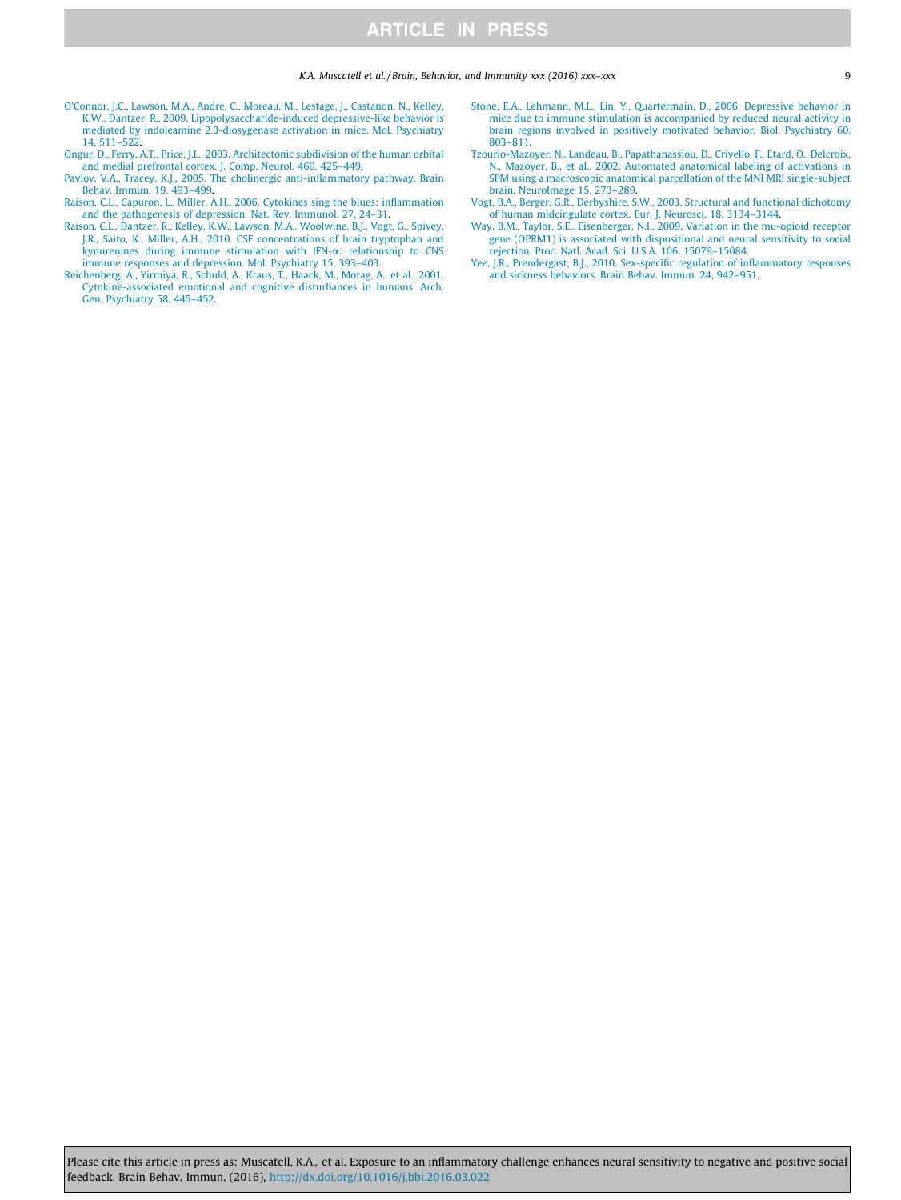O'Connor, J.C., Lawson, M.A., Andre, C., Moreau, M., Lestage, J., Castanon, N., Kelley, K.W., Dantzer, R., 2009. Lipopolysaccharide-induced depressive-like behavior is mediated by indoleamine 2,3-diosygenase activation in mice. Mol. Psychiatry 14, 511–522.

Ongur, D., Ferry, A.T., Price, J.L., 2003. Architectonic subdivision of the human orbital and medial prefrontal cortex. J. Comp. Neurol. 460, 425–449.

Pavlov, V.A., Tracey, K.J., 2005. The cholinergic anti-inflammatory pathway. Brain Behav. Immun. 19, 493–499.

Raison, C.L., Capuron, L., Miller, A.H., 2006. Cytokines sing the blues: inflammation and the pathogenesis of depression. Nat. Rev. Immunol. 27, 24–31.

Raison, C.L., Dantzer, R., Kelley, K.W., Lawson, M.A., Woolwine, B.J., Vogt, G., Spivey, J.R., Saito, K., Miller, A.H., 2010. CSF concentrations of brain tryptophan and kynurenines during immune stimulation with IFN-$\alpha$: relationship to CNS immune responses and depression. Mol. Psychiatry 15, 393–403.

Reichenberg, A., Yirmiya, R., Schuld, A., Kraus, T., Haack, M., Morag, A., et al., 2001. Cytokine-associated emotional and cognitive disturbances in humans. Arch. Gen. Psychiatry 58, 445–452.

Stone, E.A., Lehmann, M.L., Lin, Y., Quartermain, D., 2006. Depressive behavior in mice due to immune stimulation is accompanied by reduced neural activity in brain regions involved in positively motivated behavior. Biol. Psychiatry 60, 803–811.

Tzourio-Mazoyer, N., Landeau, B., Papathanassiou, D., Crivello, F., Etard, O., Delcroix, N., Mazoyer, B., et al., 2002. Automated anatomical labeling of activations in SPM using a macroscopic anatomical parcellation of the MNI MRI single-subject brain. NeuroImage 15, 273–289.

Vogt, B.A., Berger, G.R., Derbyshire, S.W., 2003. Structural and functional dichotomy of human midcingulate cortex. Eur. J. Neurosci. 18, 3134–3144.

Way, B.M., Taylor, S.E., Eisenberger, N.I., 2009. Variation in the mu-opioid receptor gene (OPRM1) is associated with dispositional and neural sensitivity to social rejection. Proc. Natl. Acad. Sci. U.S.A. 106, 15079–15084.

Yee, J.R., Prendergast, B.J., 2010. Sex-specific regulation of inflammatory responses and sickness behaviors. Brain Behav. Immun. 24, 942–951.